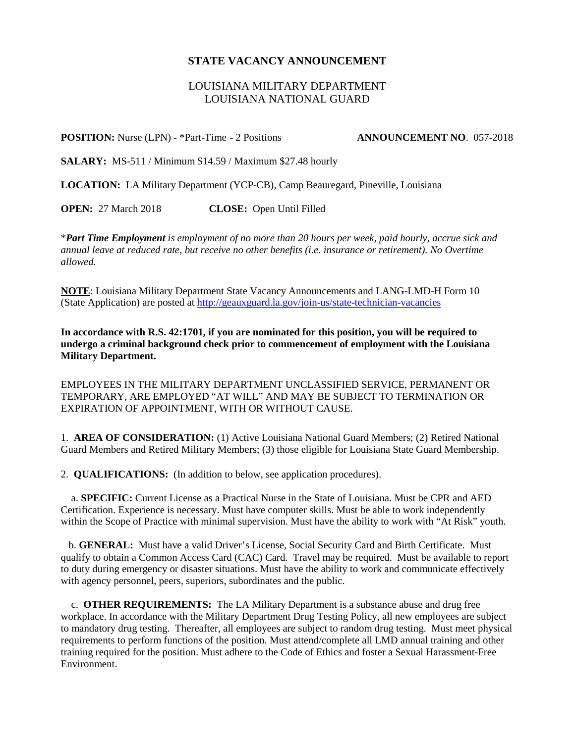# STATE VACANCY ANNOUNCEMENT

LOUISIANA MILITARY DEPARTMENT
LOUISIANA NATIONAL GUARD

**POSITION:** Nurse (LPN) - *Part-Time - 2 Positions **ANNOUNCEMENT NO**. 057-2018

**SALARY:** MS-511 / Minimum $14.59 / Maximum $27.48 hourly

**LOCATION:** LA Military Department (YCP-CB), Camp Beauregard, Pineville, Louisiana

**OPEN:** 27 March 2018 **CLOSE:** Open Until Filled

**_*Part Time Employment_** *is employment of no more than 20 hours per week, paid hourly, accrue sick and annual leave at reduced rate, but receive no other benefits (i.e. insurance or retirement). No Overtime allowed.*

**NOTE**: Louisiana Military Department State Vacancy Announcements and LANG-LMD-H Form 10 (State Application) are posted at http://geauxguard.la.gov/join-us/state-technician-vacancies

**In accordance with R.S. 42:1701, if you are nominated for this position, you will be required to undergo a criminal background check prior to commencement of employment with the Louisiana Military Department.**

EMPLOYEES IN THE MILITARY DEPARTMENT UNCLASSIFIED SERVICE, PERMANENT OR TEMPORARY, ARE EMPLOYED "AT WILL" AND MAY BE SUBJECT TO TERMINATION OR EXPIRATION OF APPOINTMENT, WITH OR WITHOUT CAUSE.

1. **AREA OF CONSIDERATION:** (1) Active Louisiana National Guard Members; (2) Retired National Guard Members and Retired Military Members; (3) those eligible for Louisiana State Guard Membership.

2. **QUALIFICATIONS:** (In addition to below, see application procedures).

a. **SPECIFIC:** Current License as a Practical Nurse in the State of Louisiana. Must be CPR and AED Certification. Experience is necessary. Must have computer skills. Must be able to work independently within the Scope of Practice with minimal supervision. Must have the ability to work with "At Risk" youth.

b. **GENERAL:** Must have a valid Driver's License, Social Security Card and Birth Certificate. Must qualify to obtain a Common Access Card (CAC) Card. Travel may be required. Must be available to report to duty during emergency or disaster situations. Must have the ability to work and communicate effectively with agency personnel, peers, superiors, subordinates and the public.

c. **OTHER REQUIREMENTS:** The LA Military Department is a substance abuse and drug free workplace. In accordance with the Military Department Drug Testing Policy, all new employees are subject to mandatory drug testing. Thereafter, all employees are subject to random drug testing. Must meet physical requirements to perform functions of the position. Must attend/complete all LMD annual training and other training required for the position. Must adhere to the Code of Ethics and foster a Sexual Harassment-Free Environment.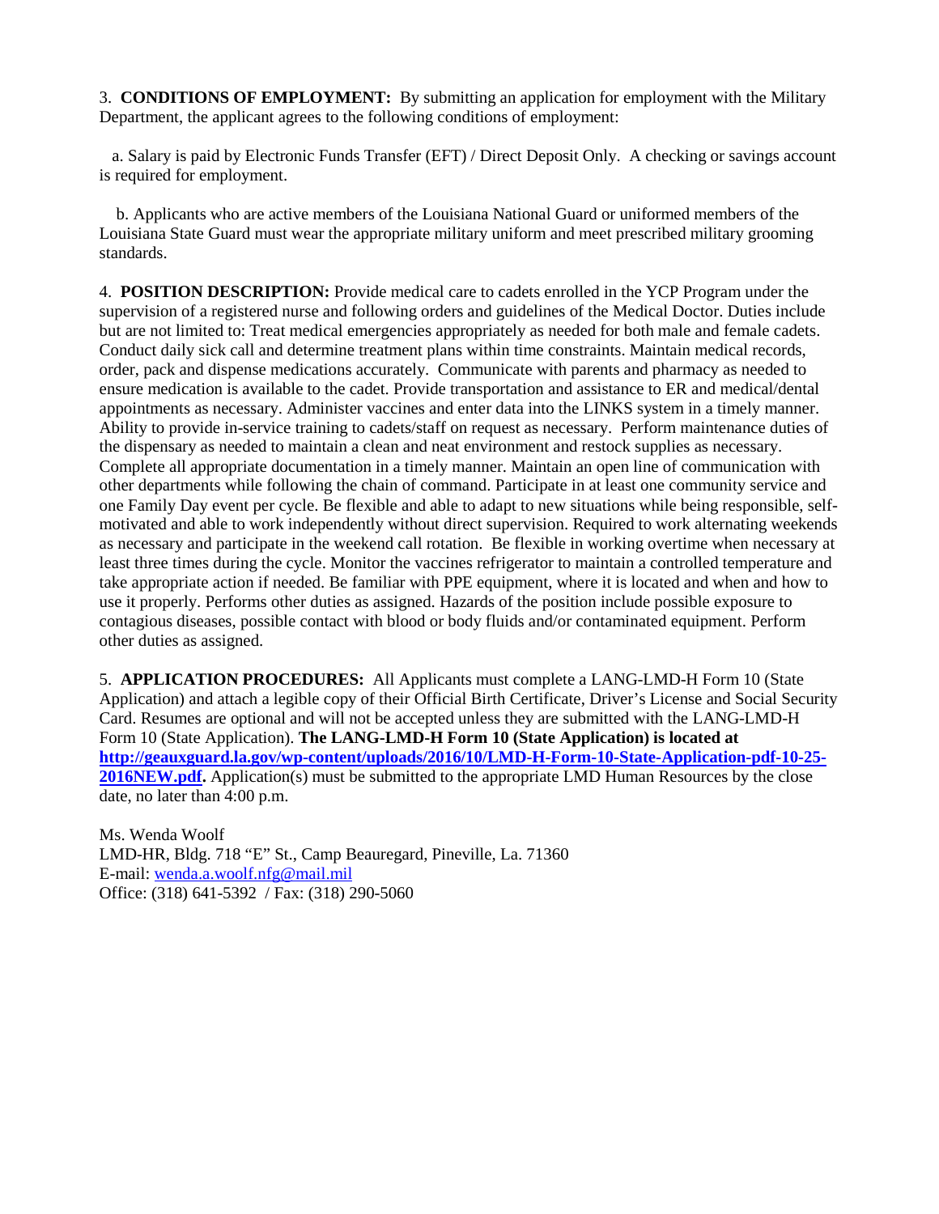3. **CONDITIONS OF EMPLOYMENT:** By submitting an application for employment with the Military Department, the applicant agrees to the following conditions of employment:

a. Salary is paid by Electronic Funds Transfer (EFT) / Direct Deposit Only. A checking or savings account is required for employment.

b. Applicants who are active members of the Louisiana National Guard or uniformed members of the Louisiana State Guard must wear the appropriate military uniform and meet prescribed military grooming standards.

4. **POSITION DESCRIPTION:** Provide medical care to cadets enrolled in the YCP Program under the supervision of a registered nurse and following orders and guidelines of the Medical Doctor. Duties include but are not limited to: Treat medical emergencies appropriately as needed for both male and female cadets. Conduct daily sick call and determine treatment plans within time constraints. Maintain medical records, order, pack and dispense medications accurately. Communicate with parents and pharmacy as needed to ensure medication is available to the cadet. Provide transportation and assistance to ER and medical/dental appointments as necessary. Administer vaccines and enter data into the LINKS system in a timely manner. Ability to provide in-service training to cadets/staff on request as necessary. Perform maintenance duties of the dispensary as needed to maintain a clean and neat environment and restock supplies as necessary. Complete all appropriate documentation in a timely manner. Maintain an open line of communication with other departments while following the chain of command. Participate in at least one community service and one Family Day event per cycle. Be flexible and able to adapt to new situations while being responsible, self-motivated and able to work independently without direct supervision. Required to work alternating weekends as necessary and participate in the weekend call rotation. Be flexible in working overtime when necessary at least three times during the cycle. Monitor the vaccines refrigerator to maintain a controlled temperature and take appropriate action if needed. Be familiar with PPE equipment, where it is located and when and how to use it properly. Performs other duties as assigned. Hazards of the position include possible exposure to contagious diseases, possible contact with blood or body fluids and/or contaminated equipment. Perform other duties as assigned.

5. **APPLICATION PROCEDURES:** All Applicants must complete a LANG-LMD-H Form 10 (State Application) and attach a legible copy of their Official Birth Certificate, Driver's License and Social Security Card. Resumes are optional and will not be accepted unless they are submitted with the LANG-LMD-H Form 10 (State Application). **The LANG-LMD-H Form 10 (State Application) is located at [http://geauxguard.la.gov/wp-content/uploads/2016/10/LMD-H-Form-10-State-Application-pdf-10-25-2016NEW.pdf](http://geauxguard.la.gov/wp-content/uploads/2016/10/LMD-H-Form-10-State-Application-pdf-10-25-2016NEW.pdf).** Application(s) must be submitted to the appropriate LMD Human Resources by the close date, no later than 4:00 p.m.

Ms. Wenda Woolf
LMD-HR, Bldg. 718 "E" St., Camp Beauregard, Pineville, La. 71360
E-mail: [wenda.a.woolf.nfg@mail.mil](mailto:wenda.a.woolf.nfg@mail.mil)
Office: (318) 641-5392 / Fax: (318) 290-5060